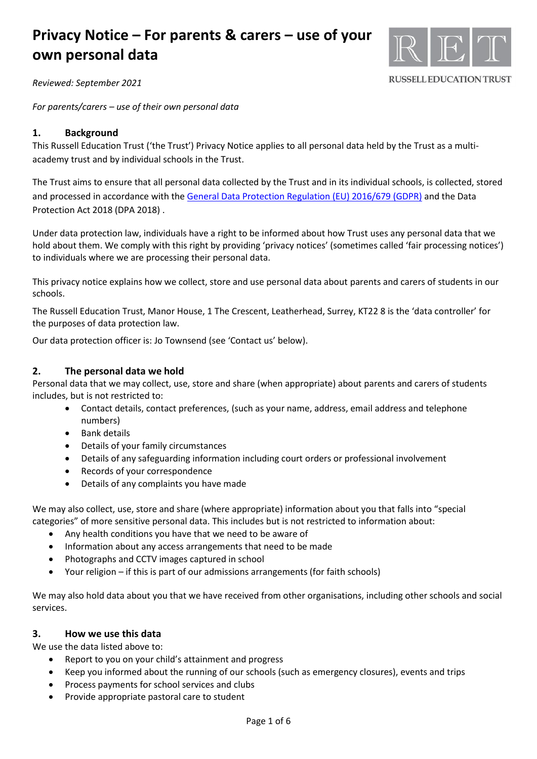# Privacy Notice – For parents & carers – use of your own personal data

*Reviewed: September 2021*

*For parents/carers – use of their own personal data*

## 1. Background

This Russell Education Trust ('the Trust') Privacy Notice applies to all personal data held by the Trust as a multi-academy trust and by individual schools in the Trust.

The Trust aims to ensure that all personal data collected by the Trust and in its individual schools, is collected, stored and processed in accordance with the General Data Protection Regulation (EU) 2016/679 (GDPR) and the Data Protection Act 2018 (DPA 2018) .

Under data protection law, individuals have a right to be informed about how Trust uses any personal data that we hold about them. We comply with this right by providing 'privacy notices' (sometimes called 'fair processing notices') to individuals where we are processing their personal data.

This privacy notice explains how we collect, store and use personal data about parents and carers of students in our schools.

The Russell Education Trust, Manor House, 1 The Crescent, Leatherhead, Surrey, KT22 8 is the 'data controller' for the purposes of data protection law.

Our data protection officer is: Jo Townsend (see 'Contact us' below).

## 2. The personal data we hold

Personal data that we may collect, use, store and share (when appropriate) about parents and carers of students includes, but is not restricted to:

- Contact details, contact preferences, (such as your name, address, email address and telephone numbers)
- Bank details
- Details of your family circumstances
- Details of any safeguarding information including court orders or professional involvement
- Records of your correspondence
- Details of any complaints you have made

We may also collect, use, store and share (where appropriate) information about you that falls into "special categories" of more sensitive personal data. This includes but is not restricted to information about:

- Any health conditions you have that we need to be aware of
- Information about any access arrangements that need to be made
- Photographs and CCTV images captured in school
- Your religion – if this is part of our admissions arrangements (for faith schools)

We may also hold data about you that we have received from other organisations, including other schools and social services.

## 3. How we use this data

We use the data listed above to:

- Report to you on your child's attainment and progress
- Keep you informed about the running of our schools (such as emergency closures), events and trips
- Process payments for school services and clubs
- Provide appropriate pastoral care to student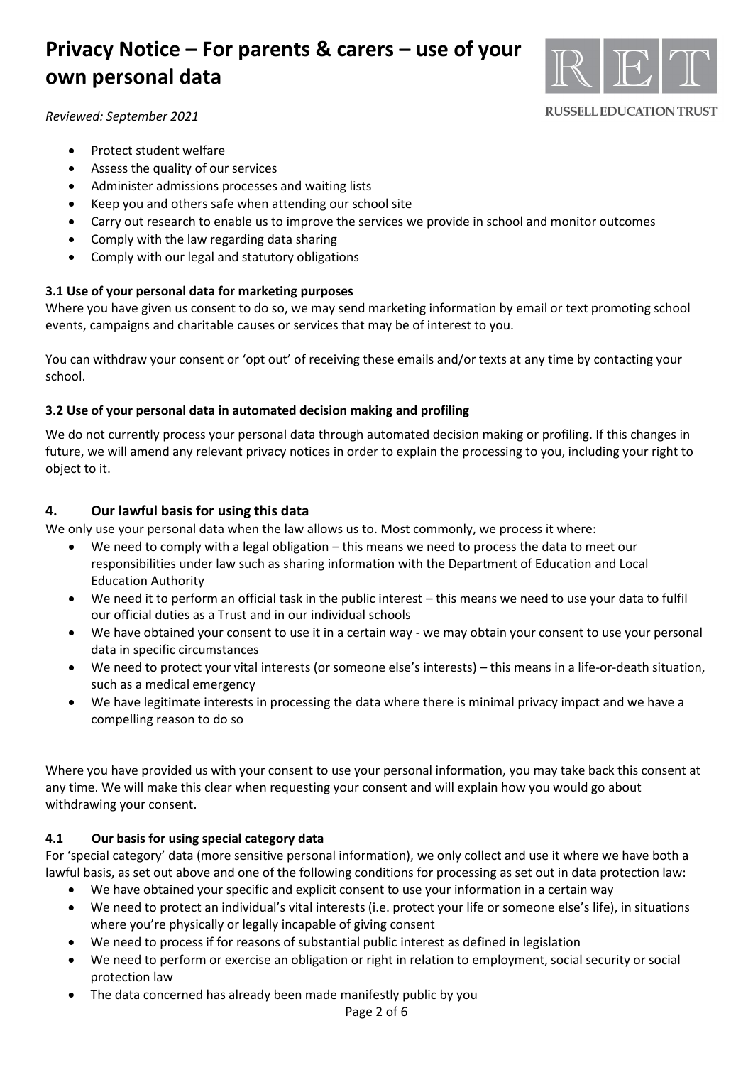- Protect student welfare
- Assess the quality of our services
- Administer admissions processes and waiting lists
- Keep you and others safe when attending our school site
- Carry out research to enable us to improve the services we provide in school and monitor outcomes
- Comply with the law regarding data sharing
- Comply with our legal and statutory obligations

### 3.1 Use of your personal data for marketing purposes

Where you have given us consent to do so, we may send marketing information by email or text promoting school events, campaigns and charitable causes or services that may be of interest to you.

You can withdraw your consent or 'opt out' of receiving these emails and/or texts at any time by contacting your school.

### 3.2 Use of your personal data in automated decision making and profiling

We do not currently process your personal data through automated decision making or profiling. If this changes in future, we will amend any relevant privacy notices in order to explain the processing to you, including your right to object to it.

## 4. Our lawful basis for using this data

We only use your personal data when the law allows us to. Most commonly, we process it where:

- We need to comply with a legal obligation – this means we need to process the data to meet our responsibilities under law such as sharing information with the Department of Education and Local Education Authority
- We need it to perform an official task in the public interest – this means we need to use your data to fulfil our official duties as a Trust and in our individual schools
- We have obtained your consent to use it in a certain way - we may obtain your consent to use your personal data in specific circumstances
- We need to protect your vital interests (or someone else's interests) – this means in a life-or-death situation, such as a medical emergency
- We have legitimate interests in processing the data where there is minimal privacy impact and we have a compelling reason to do so

Where you have provided us with your consent to use your personal information, you may take back this consent at any time. We will make this clear when requesting your consent and will explain how you would go about withdrawing your consent.

### 4.1 Our basis for using special category data

For 'special category' data (more sensitive personal information), we only collect and use it where we have both a lawful basis, as set out above and one of the following conditions for processing as set out in data protection law:

- We have obtained your specific and explicit consent to use your information in a certain way
- We need to protect an individual's vital interests (i.e. protect your life or someone else's life), in situations where you're physically or legally incapable of giving consent
- We need to process if for reasons of substantial public interest as defined in legislation
- We need to perform or exercise an obligation or right in relation to employment, social security or social protection law
- The data concerned has already been made manifestly public by you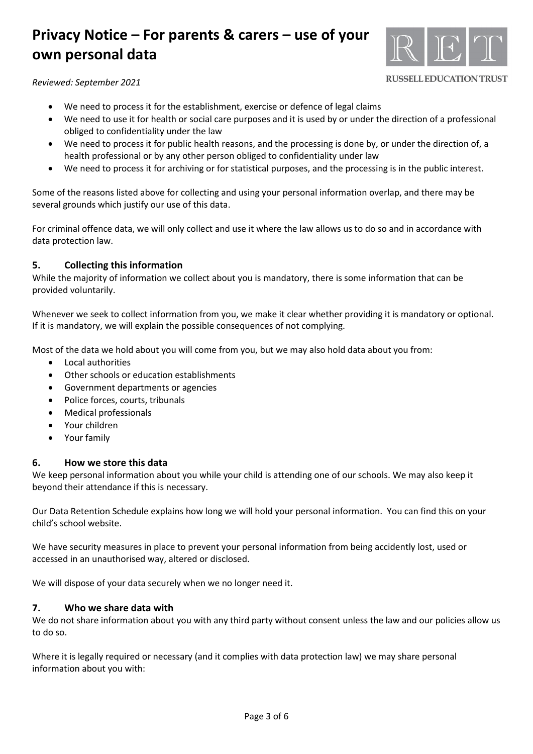- We need to process it for the establishment, exercise or defence of legal claims
- We need to use it for health or social care purposes and it is used by or under the direction of a professional obliged to confidentiality under the law
- We need to process it for public health reasons, and the processing is done by, or under the direction of, a health professional or by any other person obliged to confidentiality under law
- We need to process it for archiving or for statistical purposes, and the processing is in the public interest.

Some of the reasons listed above for collecting and using your personal information overlap, and there may be several grounds which justify our use of this data.

For criminal offence data, we will only collect and use it where the law allows us to do so and in accordance with data protection law.

## 5. Collecting this information

While the majority of information we collect about you is mandatory, there is some information that can be provided voluntarily.

Whenever we seek to collect information from you, we make it clear whether providing it is mandatory or optional. If it is mandatory, we will explain the possible consequences of not complying.

Most of the data we hold about you will come from you, but we may also hold data about you from:

- Local authorities
- Other schools or education establishments
- Government departments or agencies
- Police forces, courts, tribunals
- Medical professionals
- Your children
- Your family

## 6. How we store this data

We keep personal information about you while your child is attending one of our schools. We may also keep it beyond their attendance if this is necessary.

Our Data Retention Schedule explains how long we will hold your personal information. You can find this on your child's school website.

We have security measures in place to prevent your personal information from being accidently lost, used or accessed in an unauthorised way, altered or disclosed.

We will dispose of your data securely when we no longer need it.

## 7. Who we share data with

We do not share information about you with any third party without consent unless the law and our policies allow us to do so.

Where it is legally required or necessary (and it complies with data protection law) we may share personal information about you with: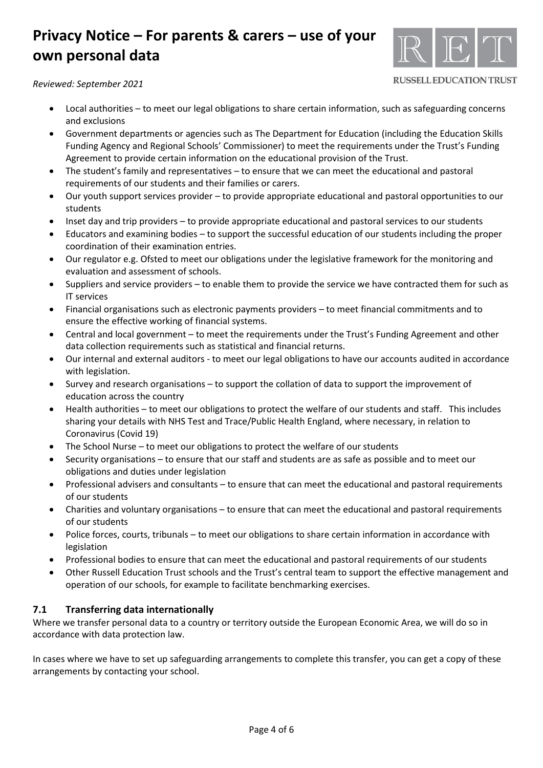- Local authorities – to meet our legal obligations to share certain information, such as safeguarding concerns and exclusions
- Government departments or agencies such as The Department for Education (including the Education Skills Funding Agency and Regional Schools' Commissioner) to meet the requirements under the Trust's Funding Agreement to provide certain information on the educational provision of the Trust.
- The student's family and representatives – to ensure that we can meet the educational and pastoral requirements of our students and their families or carers.
- Our youth support services provider – to provide appropriate educational and pastoral opportunities to our students
- Inset day and trip providers – to provide appropriate educational and pastoral services to our students
- Educators and examining bodies – to support the successful education of our students including the proper coordination of their examination entries.
- Our regulator e.g. Ofsted to meet our obligations under the legislative framework for the monitoring and evaluation and assessment of schools.
- Suppliers and service providers – to enable them to provide the service we have contracted them for such as IT services
- Financial organisations such as electronic payments providers – to meet financial commitments and to ensure the effective working of financial systems.
- Central and local government – to meet the requirements under the Trust's Funding Agreement and other data collection requirements such as statistical and financial returns.
- Our internal and external auditors - to meet our legal obligations to have our accounts audited in accordance with legislation.
- Survey and research organisations – to support the collation of data to support the improvement of education across the country
- Health authorities – to meet our obligations to protect the welfare of our students and staff. This includes sharing your details with NHS Test and Trace/Public Health England, where necessary, in relation to Coronavirus (Covid 19)
- The School Nurse – to meet our obligations to protect the welfare of our students
- Security organisations – to ensure that our staff and students are as safe as possible and to meet our obligations and duties under legislation
- Professional advisers and consultants – to ensure that can meet the educational and pastoral requirements of our students
- Charities and voluntary organisations – to ensure that can meet the educational and pastoral requirements of our students
- Police forces, courts, tribunals – to meet our obligations to share certain information in accordance with legislation
- Professional bodies to ensure that can meet the educational and pastoral requirements of our students
- Other Russell Education Trust schools and the Trust's central team to support the effective management and operation of our schools, for example to facilitate benchmarking exercises.

### 7.1 Transferring data internationally

Where we transfer personal data to a country or territory outside the European Economic Area, we will do so in accordance with data protection law.

In cases where we have to set up safeguarding arrangements to complete this transfer, you can get a copy of these arrangements by contacting your school.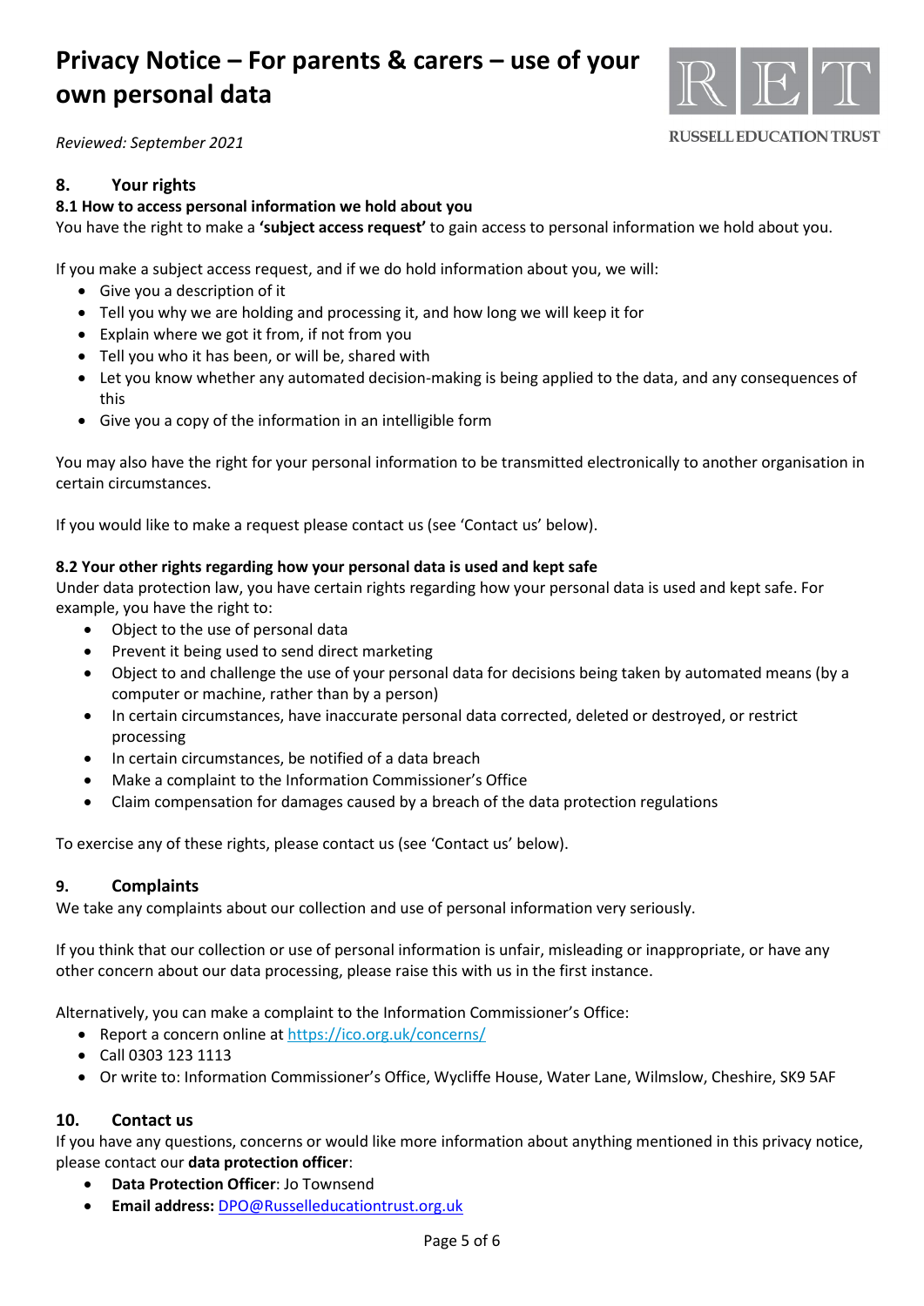## 8. Your rights

### 8.1 How to access personal information we hold about you

You have the right to make a **'subject access request'** to gain access to personal information we hold about you.

If you make a subject access request, and if we do hold information about you, we will:

- Give you a description of it
- Tell you why we are holding and processing it, and how long we will keep it for
- Explain where we got it from, if not from you
- Tell you who it has been, or will be, shared with
- Let you know whether any automated decision-making is being applied to the data, and any consequences of this
- Give you a copy of the information in an intelligible form

You may also have the right for your personal information to be transmitted electronically to another organisation in certain circumstances.

If you would like to make a request please contact us (see 'Contact us' below).

### 8.2 Your other rights regarding how your personal data is used and kept safe

Under data protection law, you have certain rights regarding how your personal data is used and kept safe. For example, you have the right to:

- Object to the use of personal data
- Prevent it being used to send direct marketing
- Object to and challenge the use of your personal data for decisions being taken by automated means (by a computer or machine, rather than by a person)
- In certain circumstances, have inaccurate personal data corrected, deleted or destroyed, or restrict processing
- In certain circumstances, be notified of a data breach
- Make a complaint to the Information Commissioner's Office
- Claim compensation for damages caused by a breach of the data protection regulations

To exercise any of these rights, please contact us (see 'Contact us' below).

## 9. Complaints

We take any complaints about our collection and use of personal information very seriously.

If you think that our collection or use of personal information is unfair, misleading or inappropriate, or have any other concern about our data processing, please raise this with us in the first instance.

Alternatively, you can make a complaint to the Information Commissioner's Office:

- Report a concern online at https://ico.org.uk/concerns/
- Call 0303 123 1113
- Or write to: Information Commissioner's Office, Wycliffe House, Water Lane, Wilmslow, Cheshire, SK9 5AF

## 10. Contact us

If you have any questions, concerns or would like more information about anything mentioned in this privacy notice, please contact our **data protection officer**:

- **Data Protection Officer**: Jo Townsend
- **Email address:** DPO@Russelleducationtrust.org.uk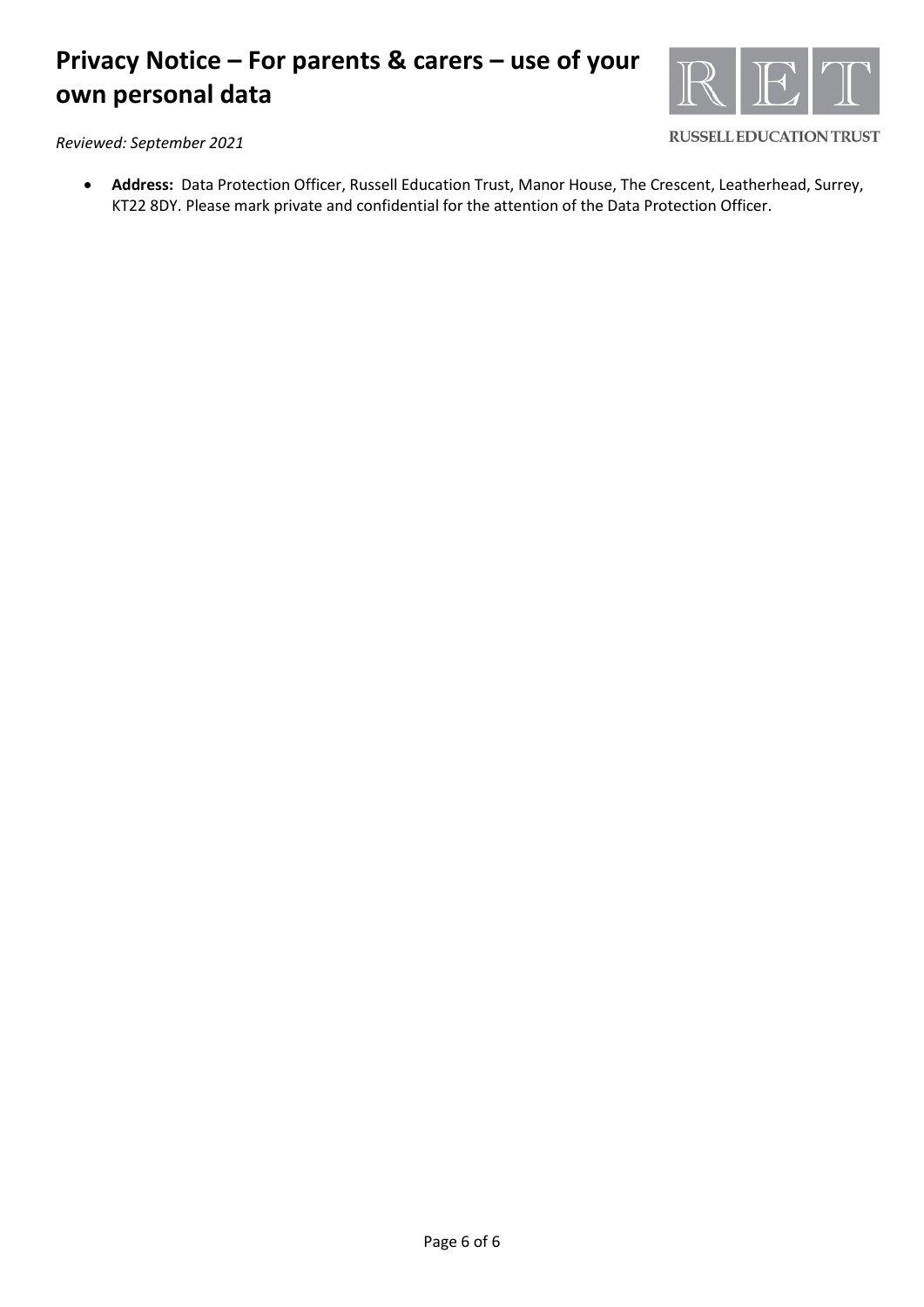- **Address:** Data Protection Officer, Russell Education Trust, Manor House, The Crescent, Leatherhead, Surrey, KT22 8DY. Please mark private and confidential for the attention of the Data Protection Officer.